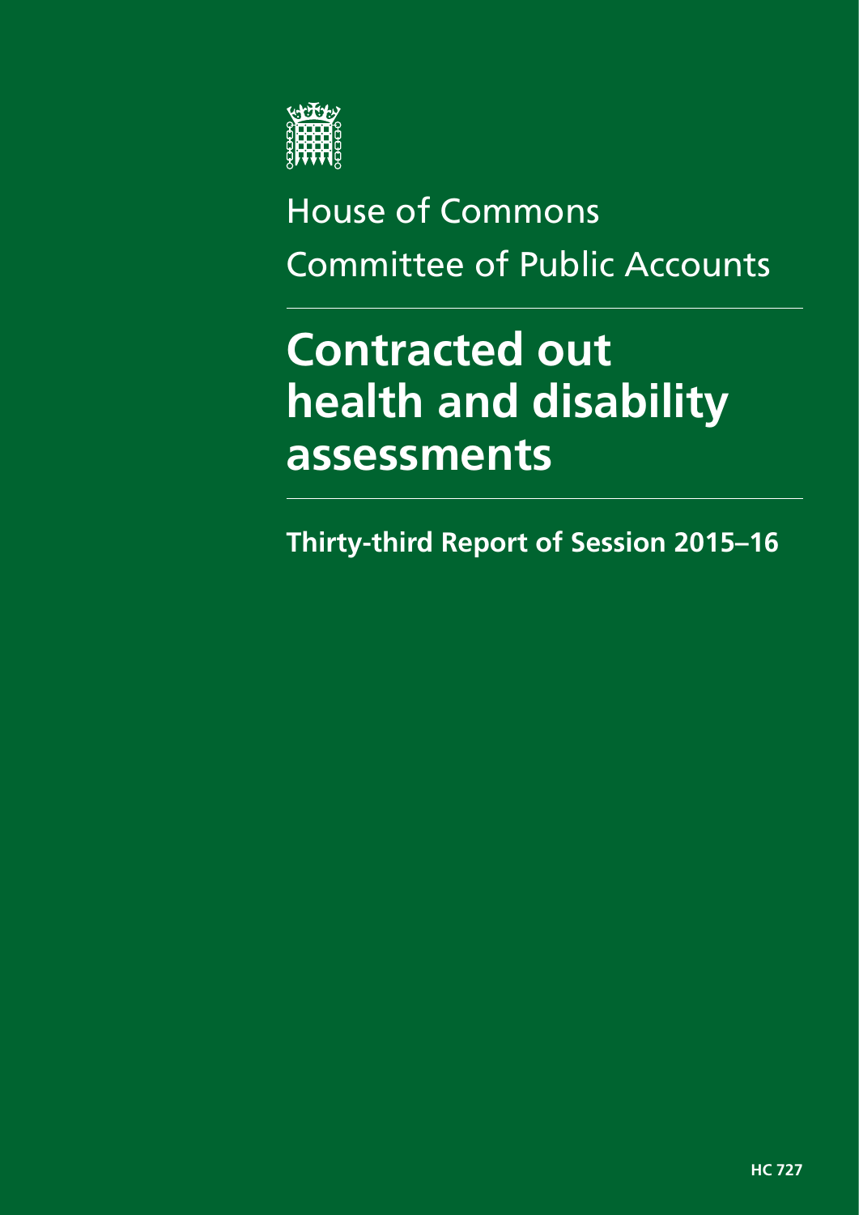House of Commons

Committee of Public Accounts

# Contracted out health and disability assessments

**Thirty-third Report of Session 2015–16**

**HC 727**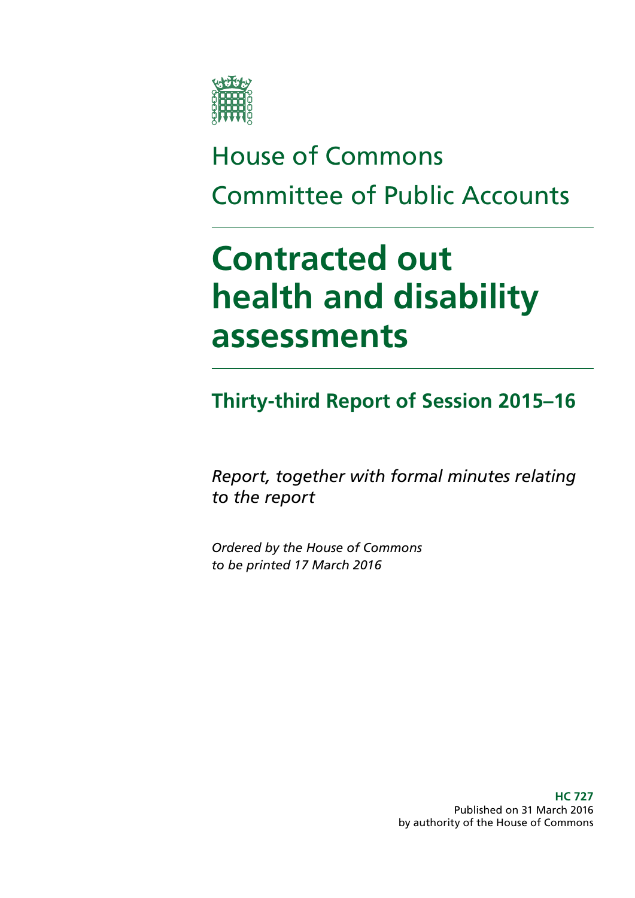House of Commons

Committee of Public Accounts

# Contracted out health and disability assessments

## Thirty-third Report of Session 2015–16

*Report, together with formal minutes relating to the report*

*Ordered by the House of Commons to be printed 17 March 2016*

**HC 727**
Published on 31 March 2016
by authority of the House of Commons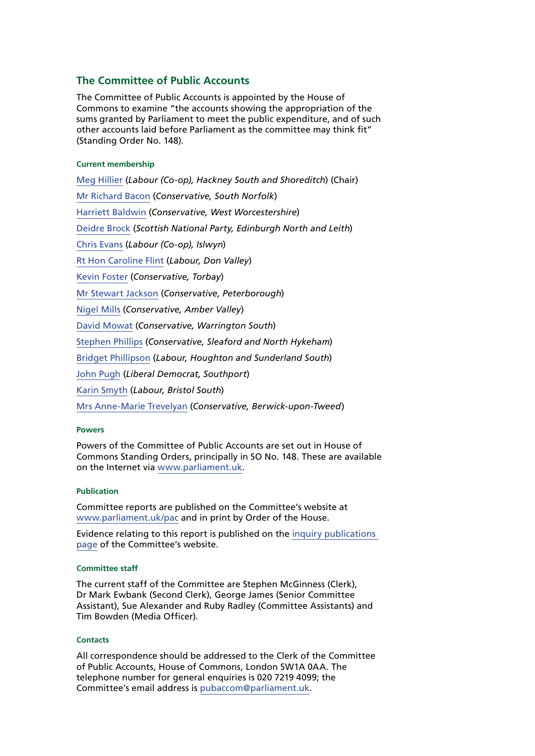## The Committee of Public Accounts

The Committee of Public Accounts is appointed by the House of Commons to examine "the accounts showing the appropriation of the sums granted by Parliament to meet the public expenditure, and of such other accounts laid before Parliament as the committee may think fit" (Standing Order No. 148).

#### Current membership

Meg Hillier (*Labour (Co-op), Hackney South and Shoreditch*) (Chair)

Mr Richard Bacon (*Conservative, South Norfolk*)

Harriett Baldwin (*Conservative, West Worcestershire*)

Deidre Brock (*Scottish National Party, Edinburgh North and Leith*)

Chris Evans (*Labour (Co-op), Islwyn*)

Rt Hon Caroline Flint (*Labour, Don Valley*)

Kevin Foster (*Conservative, Torbay*)

Mr Stewart Jackson (*Conservative, Peterborough*)

Nigel Mills (*Conservative, Amber Valley*)

David Mowat (*Conservative, Warrington South*)

Stephen Phillips (*Conservative, Sleaford and North Hykeham*)

Bridget Phillipson (*Labour, Houghton and Sunderland South*)

John Pugh (*Liberal Democrat, Southport*)

Karin Smyth (*Labour, Bristol South*)

Mrs Anne-Marie Trevelyan (*Conservative, Berwick-upon-Tweed*)

#### Powers

Powers of the Committee of Public Accounts are set out in House of Commons Standing Orders, principally in SO No. 148. These are available on the Internet via www.parliament.uk.

#### Publication

Committee reports are published on the Committee's website at www.parliament.uk/pac and in print by Order of the House.

Evidence relating to this report is published on the inquiry publications page of the Committee's website.

#### Committee staff

The current staff of the Committee are Stephen McGinness (Clerk), Dr Mark Ewbank (Second Clerk), George James (Senior Committee Assistant), Sue Alexander and Ruby Radley (Committee Assistants) and Tim Bowden (Media Officer).

#### Contacts

All correspondence should be addressed to the Clerk of the Committee of Public Accounts, House of Commons, London SW1A 0AA. The telephone number for general enquiries is 020 7219 4099; the Committee's email address is pubaccom@parliament.uk.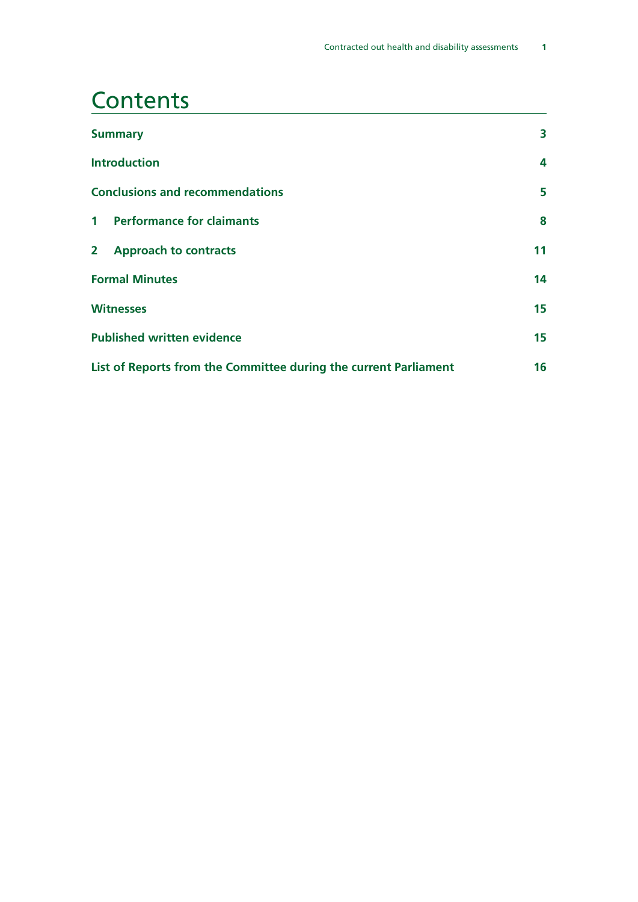# Contents

| | |
|---|---|
| **Summary** | **3** |
| **Introduction** | **4** |
| **Conclusions and recommendations** | **5** |
| **1 Performance for claimants** | **8** |
| **2 Approach to contracts** | **11** |
| **Formal Minutes** | **14** |
| **Witnesses** | **15** |
| **Published written evidence** | **15** |
| **List of Reports from the Committee during the current Parliament** | **16** |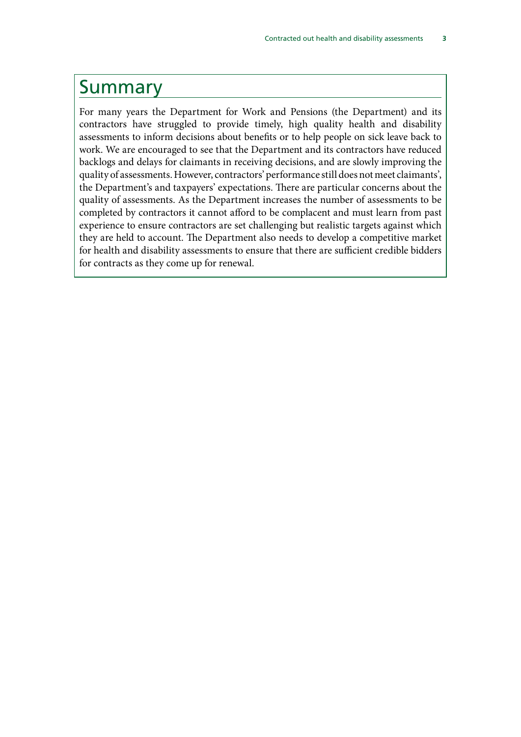# Summary

For many years the Department for Work and Pensions (the Department) and its contractors have struggled to provide timely, high quality health and disability assessments to inform decisions about benefits or to help people on sick leave back to work. We are encouraged to see that the Department and its contractors have reduced backlogs and delays for claimants in receiving decisions, and are slowly improving the quality of assessments. However, contractors' performance still does not meet claimants', the Department's and taxpayers' expectations. There are particular concerns about the quality of assessments. As the Department increases the number of assessments to be completed by contractors it cannot afford to be complacent and must learn from past experience to ensure contractors are set challenging but realistic targets against which they are held to account. The Department also needs to develop a competitive market for health and disability assessments to ensure that there are sufficient credible bidders for contracts as they come up for renewal.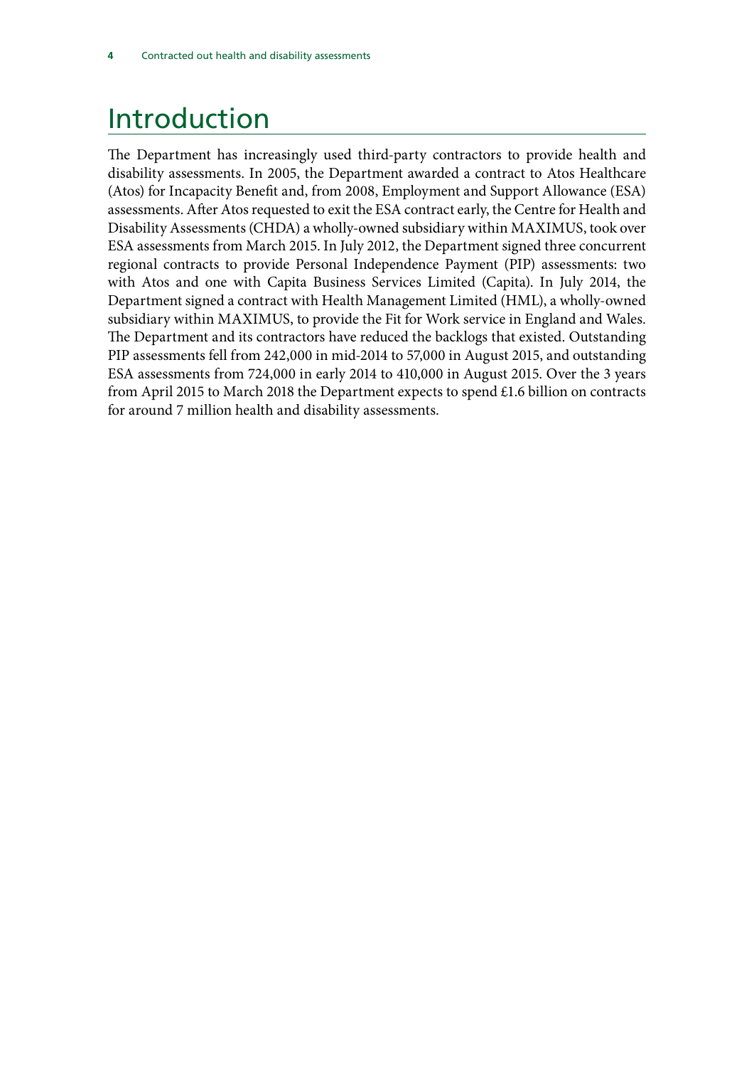# Introduction

The Department has increasingly used third-party contractors to provide health and disability assessments. In 2005, the Department awarded a contract to Atos Healthcare (Atos) for Incapacity Benefit and, from 2008, Employment and Support Allowance (ESA) assessments. After Atos requested to exit the ESA contract early, the Centre for Health and Disability Assessments (CHDA) a wholly-owned subsidiary within MAXIMUS, took over ESA assessments from March 2015. In July 2012, the Department signed three concurrent regional contracts to provide Personal Independence Payment (PIP) assessments: two with Atos and one with Capita Business Services Limited (Capita). In July 2014, the Department signed a contract with Health Management Limited (HML), a wholly-owned subsidiary within MAXIMUS, to provide the Fit for Work service in England and Wales. The Department and its contractors have reduced the backlogs that existed. Outstanding PIP assessments fell from 242,000 in mid-2014 to 57,000 in August 2015, and outstanding ESA assessments from 724,000 in early 2014 to 410,000 in August 2015. Over the 3 years from April 2015 to March 2018 the Department expects to spend £1.6 billion on contracts for around 7 million health and disability assessments.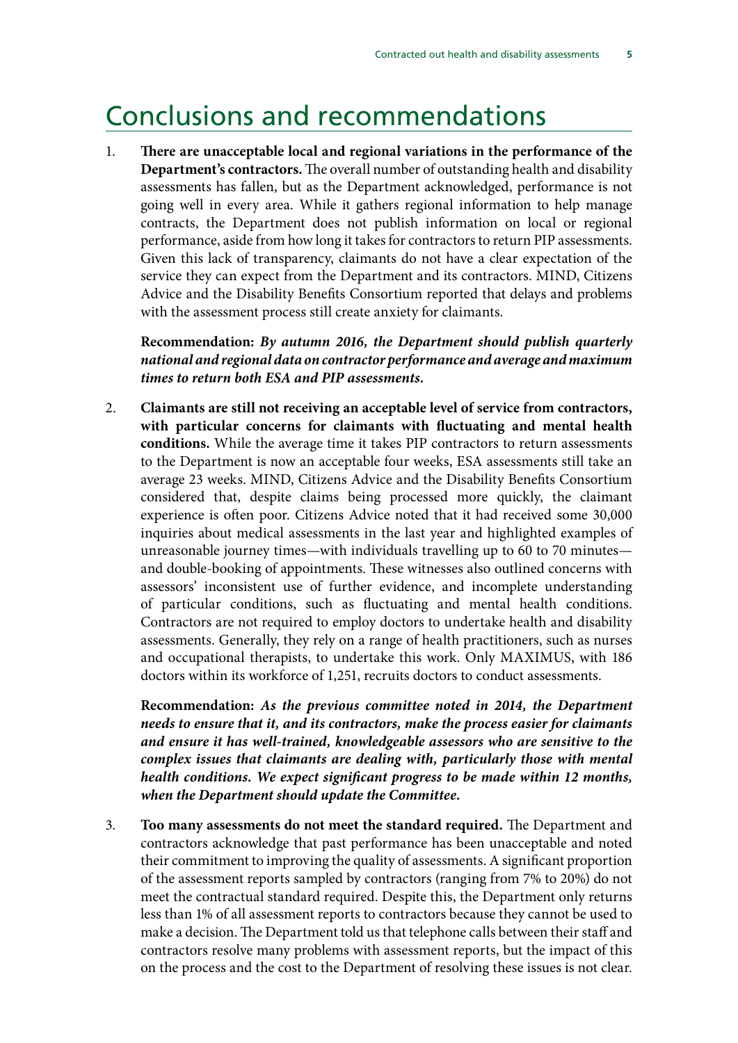# Conclusions and recommendations

1. **There are unacceptable local and regional variations in the performance of the Department's contractors.** The overall number of outstanding health and disability assessments has fallen, but as the Department acknowledged, performance is not going well in every area. While it gathers regional information to help manage contracts, the Department does not publish information on local or regional performance, aside from how long it takes for contractors to return PIP assessments. Given this lack of transparency, claimants do not have a clear expectation of the service they can expect from the Department and its contractors. MIND, Citizens Advice and the Disability Benefits Consortium reported that delays and problems with the assessment process still create anxiety for claimants.

   **Recommendation:** ***By autumn 2016, the Department should publish quarterly national and regional data on contractor performance and average and maximum times to return both ESA and PIP assessments.***

2. **Claimants are still not receiving an acceptable level of service from contractors, with particular concerns for claimants with fluctuating and mental health conditions.** While the average time it takes PIP contractors to return assessments to the Department is now an acceptable four weeks, ESA assessments still take an average 23 weeks. MIND, Citizens Advice and the Disability Benefits Consortium considered that, despite claims being processed more quickly, the claimant experience is often poor. Citizens Advice noted that it had received some 30,000 inquiries about medical assessments in the last year and highlighted examples of unreasonable journey times—with individuals travelling up to 60 to 70 minutes—and double-booking of appointments. These witnesses also outlined concerns with assessors' inconsistent use of further evidence, and incomplete understanding of particular conditions, such as fluctuating and mental health conditions. Contractors are not required to employ doctors to undertake health and disability assessments. Generally, they rely on a range of health practitioners, such as nurses and occupational therapists, to undertake this work. Only MAXIMUS, with 186 doctors within its workforce of 1,251, recruits doctors to conduct assessments.

   **Recommendation:** ***As the previous committee noted in 2014, the Department needs to ensure that it, and its contractors, make the process easier for claimants and ensure it has well-trained, knowledgeable assessors who are sensitive to the complex issues that claimants are dealing with, particularly those with mental health conditions. We expect significant progress to be made within 12 months, when the Department should update the Committee.***

3. **Too many assessments do not meet the standard required.** The Department and contractors acknowledge that past performance has been unacceptable and noted their commitment to improving the quality of assessments. A significant proportion of the assessment reports sampled by contractors (ranging from 7% to 20%) do not meet the contractual standard required. Despite this, the Department only returns less than 1% of all assessment reports to contractors because they cannot be used to make a decision. The Department told us that telephone calls between their staff and contractors resolve many problems with assessment reports, but the impact of this on the process and the cost to the Department of resolving these issues is not clear.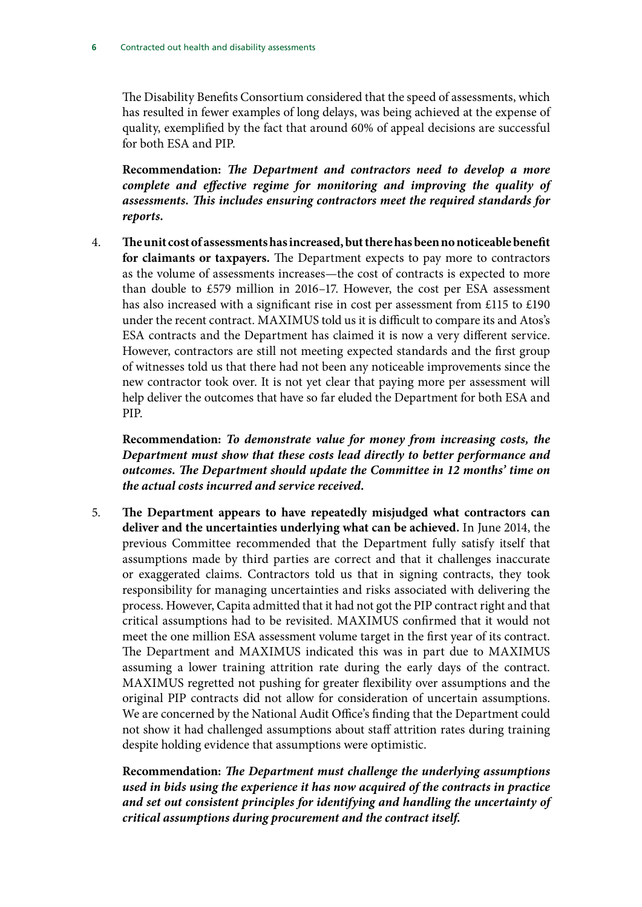The Disability Benefits Consortium considered that the speed of assessments, which has resulted in fewer examples of long delays, was being achieved at the expense of quality, exemplified by the fact that around 60% of appeal decisions are successful for both ESA and PIP.

**Recommendation:** ***The Department and contractors need to develop a more complete and effective regime for monitoring and improving the quality of assessments. This includes ensuring contractors meet the required standards for reports.***

4. **The unit cost of assessments has increased, but there has been no noticeable benefit for claimants or taxpayers.** The Department expects to pay more to contractors as the volume of assessments increases—the cost of contracts is expected to more than double to £579 million in 2016–17. However, the cost per ESA assessment has also increased with a significant rise in cost per assessment from £115 to £190 under the recent contract. MAXIMUS told us it is difficult to compare its and Atos's ESA contracts and the Department has claimed it is now a very different service. However, contractors are still not meeting expected standards and the first group of witnesses told us that there had not been any noticeable improvements since the new contractor took over. It is not yet clear that paying more per assessment will help deliver the outcomes that have so far eluded the Department for both ESA and PIP.

**Recommendation:** ***To demonstrate value for money from increasing costs, the Department must show that these costs lead directly to better performance and outcomes. The Department should update the Committee in 12 months' time on the actual costs incurred and service received.***

5. **The Department appears to have repeatedly misjudged what contractors can deliver and the uncertainties underlying what can be achieved.** In June 2014, the previous Committee recommended that the Department fully satisfy itself that assumptions made by third parties are correct and that it challenges inaccurate or exaggerated claims. Contractors told us that in signing contracts, they took responsibility for managing uncertainties and risks associated with delivering the process. However, Capita admitted that it had not got the PIP contract right and that critical assumptions had to be revisited. MAXIMUS confirmed that it would not meet the one million ESA assessment volume target in the first year of its contract. The Department and MAXIMUS indicated this was in part due to MAXIMUS assuming a lower training attrition rate during the early days of the contract. MAXIMUS regretted not pushing for greater flexibility over assumptions and the original PIP contracts did not allow for consideration of uncertain assumptions. We are concerned by the National Audit Office's finding that the Department could not show it had challenged assumptions about staff attrition rates during training despite holding evidence that assumptions were optimistic.

**Recommendation:** ***The Department must challenge the underlying assumptions used in bids using the experience it has now acquired of the contracts in practice and set out consistent principles for identifying and handling the uncertainty of critical assumptions during procurement and the contract itself.***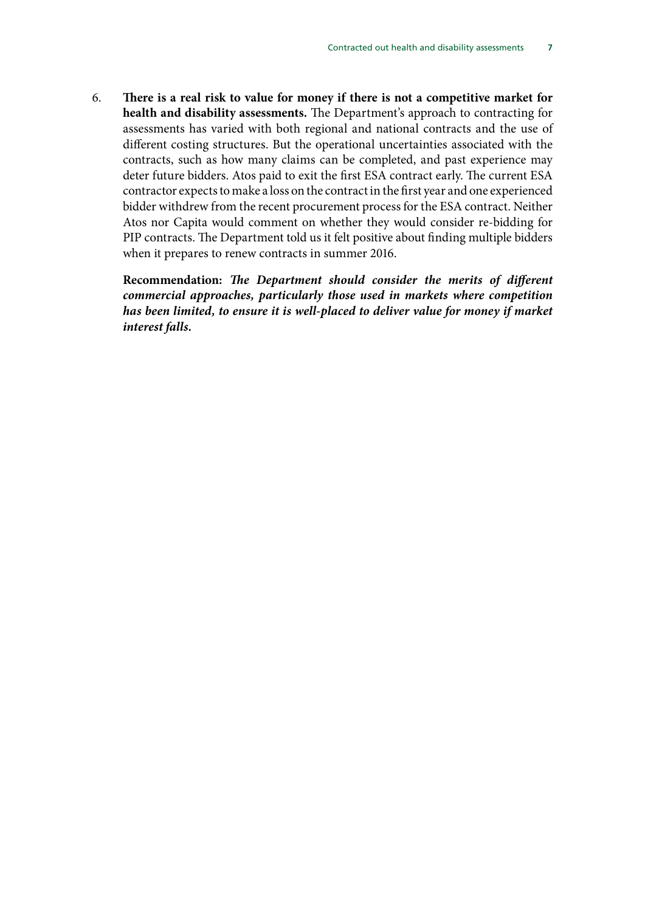6. **There is a real risk to value for money if there is not a competitive market for health and disability assessments.** The Department's approach to contracting for assessments has varied with both regional and national contracts and the use of different costing structures. But the operational uncertainties associated with the contracts, such as how many claims can be completed, and past experience may deter future bidders. Atos paid to exit the first ESA contract early. The current ESA contractor expects to make a loss on the contract in the first year and one experienced bidder withdrew from the recent procurement process for the ESA contract. Neither Atos nor Capita would comment on whether they would consider re-bidding for PIP contracts. The Department told us it felt positive about finding multiple bidders when it prepares to renew contracts in summer 2016.

   **Recommendation:** ***The Department should consider the merits of different commercial approaches, particularly those used in markets where competition has been limited, to ensure it is well-placed to deliver value for money if market interest falls.***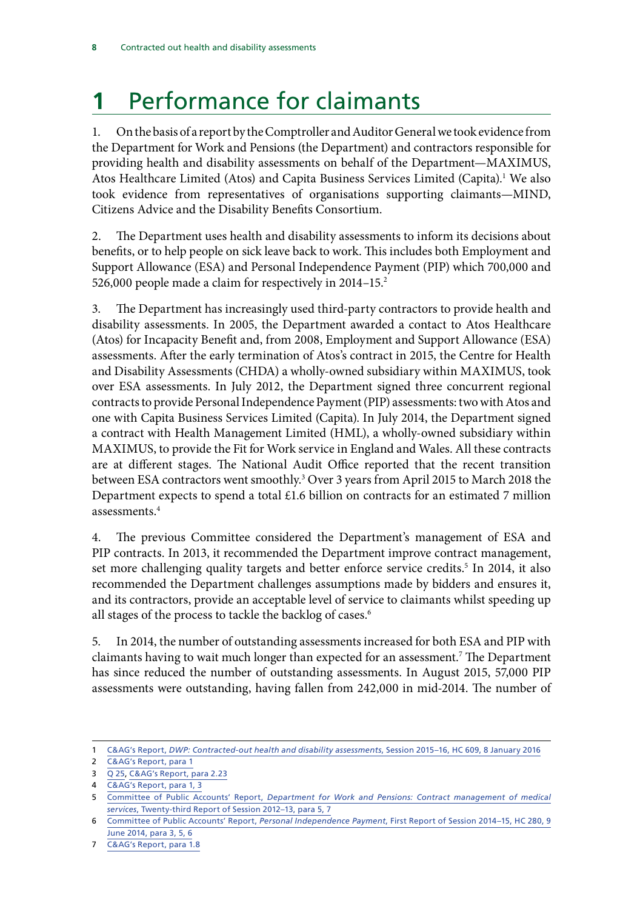# 1 Performance for claimants

1. On the basis of a report by the Comptroller and Auditor General we took evidence from the Department for Work and Pensions (the Department) and contractors responsible for providing health and disability assessments on behalf of the Department—MAXIMUS, Atos Healthcare Limited (Atos) and Capita Business Services Limited (Capita).[1] We also took evidence from representatives of organisations supporting claimants—MIND, Citizens Advice and the Disability Benefits Consortium.

2. The Department uses health and disability assessments to inform its decisions about benefits, or to help people on sick leave back to work. This includes both Employment and Support Allowance (ESA) and Personal Independence Payment (PIP) which 700,000 and 526,000 people made a claim for respectively in 2014–15.[2]

3. The Department has increasingly used third-party contractors to provide health and disability assessments. In 2005, the Department awarded a contact to Atos Healthcare (Atos) for Incapacity Benefit and, from 2008, Employment and Support Allowance (ESA) assessments. After the early termination of Atos's contract in 2015, the Centre for Health and Disability Assessments (CHDA) a wholly-owned subsidiary within MAXIMUS, took over ESA assessments. In July 2012, the Department signed three concurrent regional contracts to provide Personal Independence Payment (PIP) assessments: two with Atos and one with Capita Business Services Limited (Capita). In July 2014, the Department signed a contract with Health Management Limited (HML), a wholly-owned subsidiary within MAXIMUS, to provide the Fit for Work service in England and Wales. All these contracts are at different stages. The National Audit Office reported that the recent transition between ESA contractors went smoothly.[3] Over 3 years from April 2015 to March 2018 the Department expects to spend a total £1.6 billion on contracts for an estimated 7 million assessments.[4]

4. The previous Committee considered the Department's management of ESA and PIP contracts. In 2013, it recommended the Department improve contract management, set more challenging quality targets and better enforce service credits.[5] In 2014, it also recommended the Department challenges assumptions made by bidders and ensures it, and its contractors, provide an acceptable level of service to claimants whilst speeding up all stages of the process to tackle the backlog of cases.[6]

5. In 2014, the number of outstanding assessments increased for both ESA and PIP with claimants having to wait much longer than expected for an assessment.[7] The Department has since reduced the number of outstanding assessments. In August 2015, 57,000 PIP assessments were outstanding, having fallen from 242,000 in mid-2014. The number of

---

1 C&AG's Report, *DWP: Contracted-out health and disability assessments*, Session 2015–16, HC 609, 8 January 2016

2 C&AG's Report, para 1

3 Q 25, C&AG's Report, para 2.23

4 C&AG's Report, para 1, 3

5 Committee of Public Accounts' Report, *Department for Work and Pensions: Contract management of medical services*, Twenty-third Report of Session 2012–13, para 5, 7

6 Committee of Public Accounts' Report, *Personal Independence Payment*, First Report of Session 2014–15, HC 280, 9 June 2014, para 3, 5, 6

7 C&AG's Report, para 1.8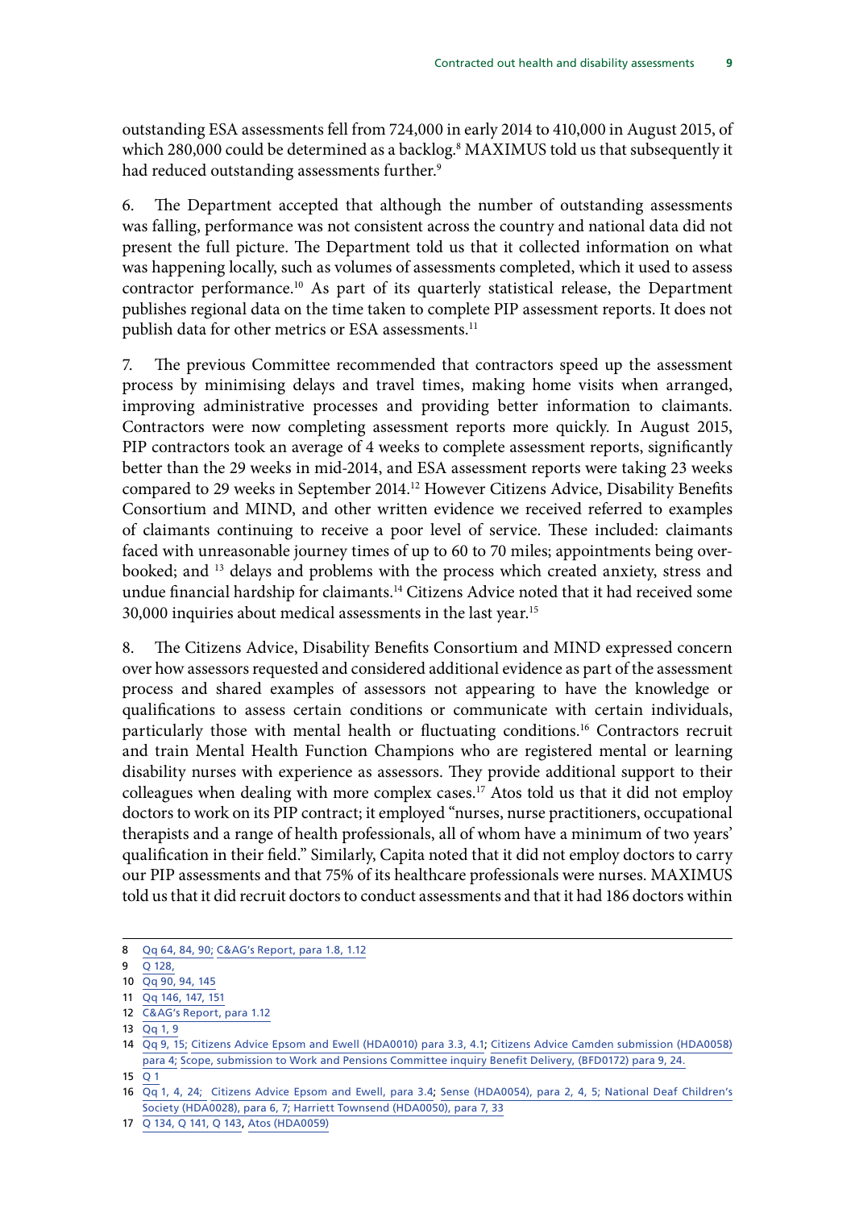outstanding ESA assessments fell from 724,000 in early 2014 to 410,000 in August 2015, of which 280,000 could be determined as a backlog.[8] MAXIMUS told us that subsequently it had reduced outstanding assessments further.[9]

6. The Department accepted that although the number of outstanding assessments was falling, performance was not consistent across the country and national data did not present the full picture. The Department told us that it collected information on what was happening locally, such as volumes of assessments completed, which it used to assess contractor performance.[10] As part of its quarterly statistical release, the Department publishes regional data on the time taken to complete PIP assessment reports. It does not publish data for other metrics or ESA assessments.[11]

7. The previous Committee recommended that contractors speed up the assessment process by minimising delays and travel times, making home visits when arranged, improving administrative processes and providing better information to claimants. Contractors were now completing assessment reports more quickly. In August 2015, PIP contractors took an average of 4 weeks to complete assessment reports, significantly better than the 29 weeks in mid-2014, and ESA assessment reports were taking 23 weeks compared to 29 weeks in September 2014.[12] However Citizens Advice, Disability Benefits Consortium and MIND, and other written evidence we received referred to examples of claimants continuing to receive a poor level of service. These included: claimants faced with unreasonable journey times of up to 60 to 70 miles; appointments being over-booked; and [13] delays and problems with the process which created anxiety, stress and undue financial hardship for claimants.[14] Citizens Advice noted that it had received some 30,000 inquiries about medical assessments in the last year.[15]

8. The Citizens Advice, Disability Benefits Consortium and MIND expressed concern over how assessors requested and considered additional evidence as part of the assessment process and shared examples of assessors not appearing to have the knowledge or qualifications to assess certain conditions or communicate with certain individuals, particularly those with mental health or fluctuating conditions.[16] Contractors recruit and train Mental Health Function Champions who are registered mental or learning disability nurses with experience as assessors. They provide additional support to their colleagues when dealing with more complex cases.[17] Atos told us that it did not employ doctors to work on its PIP contract; it employed "nurses, nurse practitioners, occupational therapists and a range of health professionals, all of whom have a minimum of two years' qualification in their field." Similarly, Capita noted that it did not employ doctors to carry our PIP assessments and that 75% of its healthcare professionals were nurses. MAXIMUS told us that it did recruit doctors to conduct assessments and that it had 186 doctors within

---

8 Qq 64, 84, 90; C&AG's Report, para 1.8, 1.12

9 Q 128,

10 Qq 90, 94, 145

11 Qq 146, 147, 151

12 C&AG's Report, para 1.12

13 Qq 1, 9

14 Qq 9, 15; Citizens Advice Epsom and Ewell (HDA0010) para 3.3, 4.1; Citizens Advice Camden submission (HDA0058) para 4; Scope, submission to Work and Pensions Committee inquiry Benefit Delivery, (BFD0172) para 9, 24.

15 Q 1

16 Qq 1, 4, 24; Citizens Advice Epsom and Ewell, para 3.4; Sense (HDA0054), para 2, 4, 5; National Deaf Children's Society (HDA0028), para 6, 7; Harriett Townsend (HDA0050), para 7, 33

17 Q 134, Q 141, Q 143, Atos (HDA0059)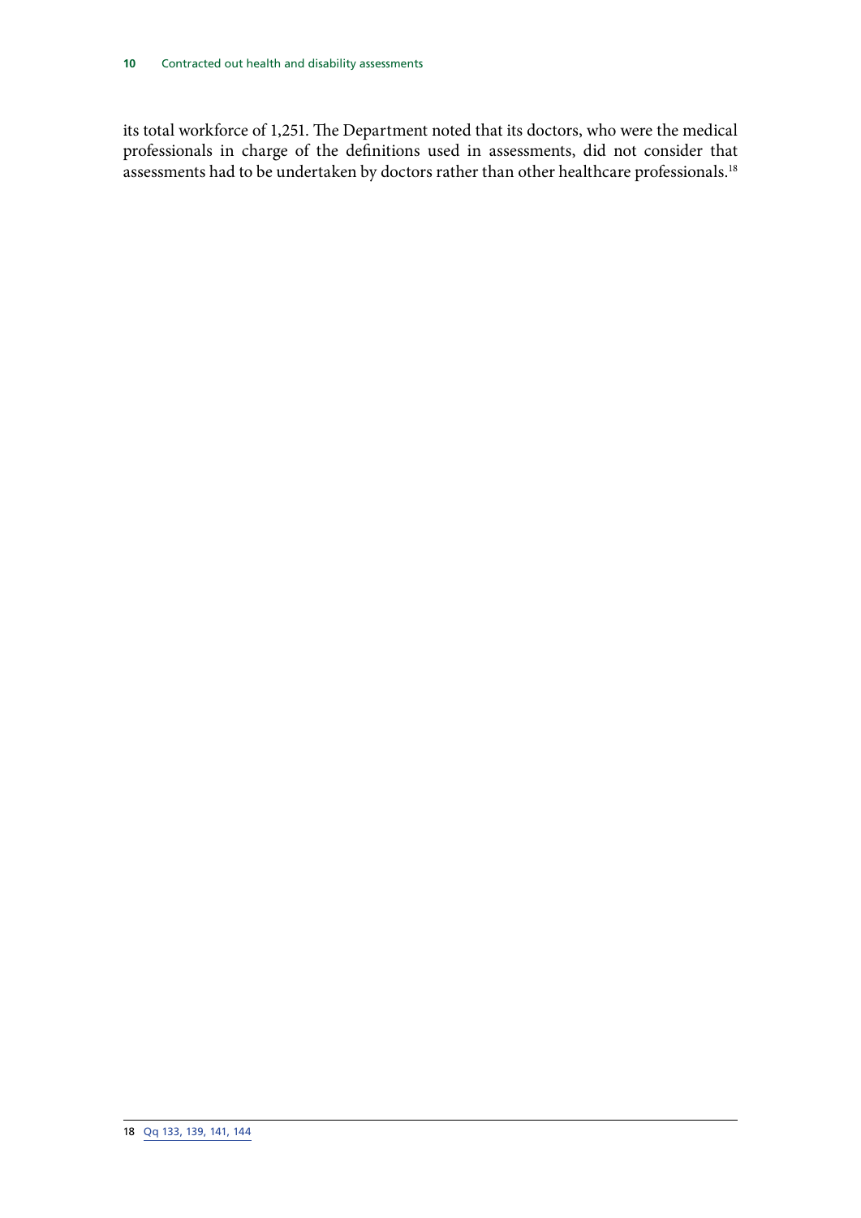its total workforce of 1,251. The Department noted that its doctors, who were the medical professionals in charge of the definitions used in assessments, did not consider that assessments had to be undertaken by doctors rather than other healthcare professionals.[18]

18 Qq 133, 139, 141, 144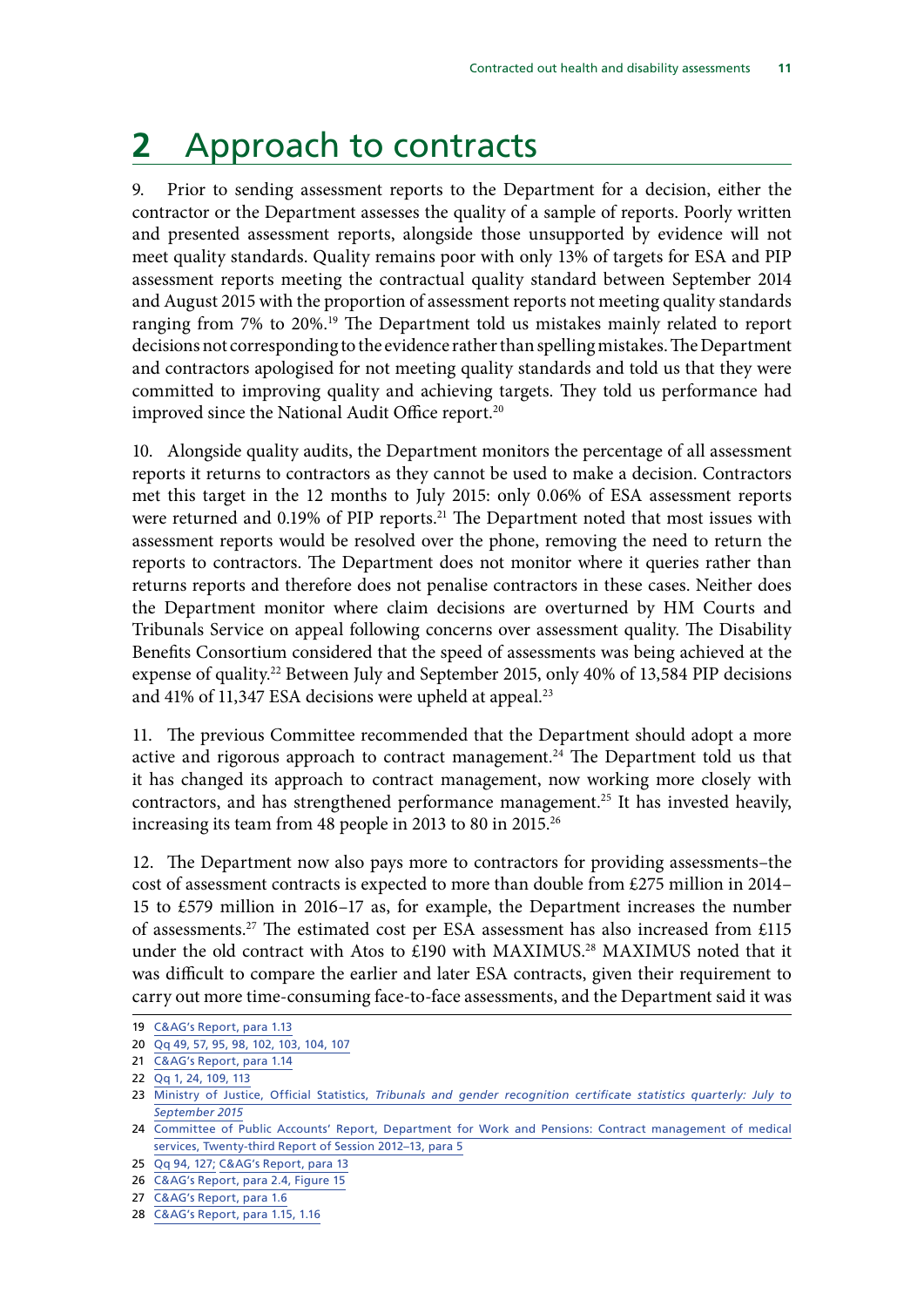# 2 Approach to contracts

9. Prior to sending assessment reports to the Department for a decision, either the contractor or the Department assesses the quality of a sample of reports. Poorly written and presented assessment reports, alongside those unsupported by evidence will not meet quality standards. Quality remains poor with only 13% of targets for ESA and PIP assessment reports meeting the contractual quality standard between September 2014 and August 2015 with the proportion of assessment reports not meeting quality standards ranging from 7% to 20%.[19] The Department told us mistakes mainly related to report decisions not corresponding to the evidence rather than spelling mistakes. The Department and contractors apologised for not meeting quality standards and told us that they were committed to improving quality and achieving targets. They told us performance had improved since the National Audit Office report.[20]

10. Alongside quality audits, the Department monitors the percentage of all assessment reports it returns to contractors as they cannot be used to make a decision. Contractors met this target in the 12 months to July 2015: only 0.06% of ESA assessment reports were returned and 0.19% of PIP reports.[21] The Department noted that most issues with assessment reports would be resolved over the phone, removing the need to return the reports to contractors. The Department does not monitor where it queries rather than returns reports and therefore does not penalise contractors in these cases. Neither does the Department monitor where claim decisions are overturned by HM Courts and Tribunals Service on appeal following concerns over assessment quality. The Disability Benefits Consortium considered that the speed of assessments was being achieved at the expense of quality.[22] Between July and September 2015, only 40% of 13,584 PIP decisions and 41% of 11,347 ESA decisions were upheld at appeal.[23]

11. The previous Committee recommended that the Department should adopt a more active and rigorous approach to contract management.[24] The Department told us that it has changed its approach to contract management, now working more closely with contractors, and has strengthened performance management.[25] It has invested heavily, increasing its team from 48 people in 2013 to 80 in 2015.[26]

12. The Department now also pays more to contractors for providing assessments–the cost of assessment contracts is expected to more than double from £275 million in 2014–15 to £579 million in 2016–17 as, for example, the Department increases the number of assessments.[27] The estimated cost per ESA assessment has also increased from £115 under the old contract with Atos to £190 with MAXIMUS.[28] MAXIMUS noted that it was difficult to compare the earlier and later ESA contracts, given their requirement to carry out more time-consuming face-to-face assessments, and the Department said it was

---

19 C&AG's Report, para 1.13

20 Qq 49, 57, 95, 98, 102, 103, 104, 107

21 C&AG's Report, para 1.14

22 Qq 1, 24, 109, 113

23 Ministry of Justice, Official Statistics, *Tribunals and gender recognition certificate statistics quarterly: July to September 2015*

24 Committee of Public Accounts' Report, Department for Work and Pensions: Contract management of medical services, Twenty-third Report of Session 2012–13, para 5

25 Qq 94, 127; C&AG's Report, para 13

26 C&AG's Report, para 2.4, Figure 15

27 C&AG's Report, para 1.6

28 C&AG's Report, para 1.15, 1.16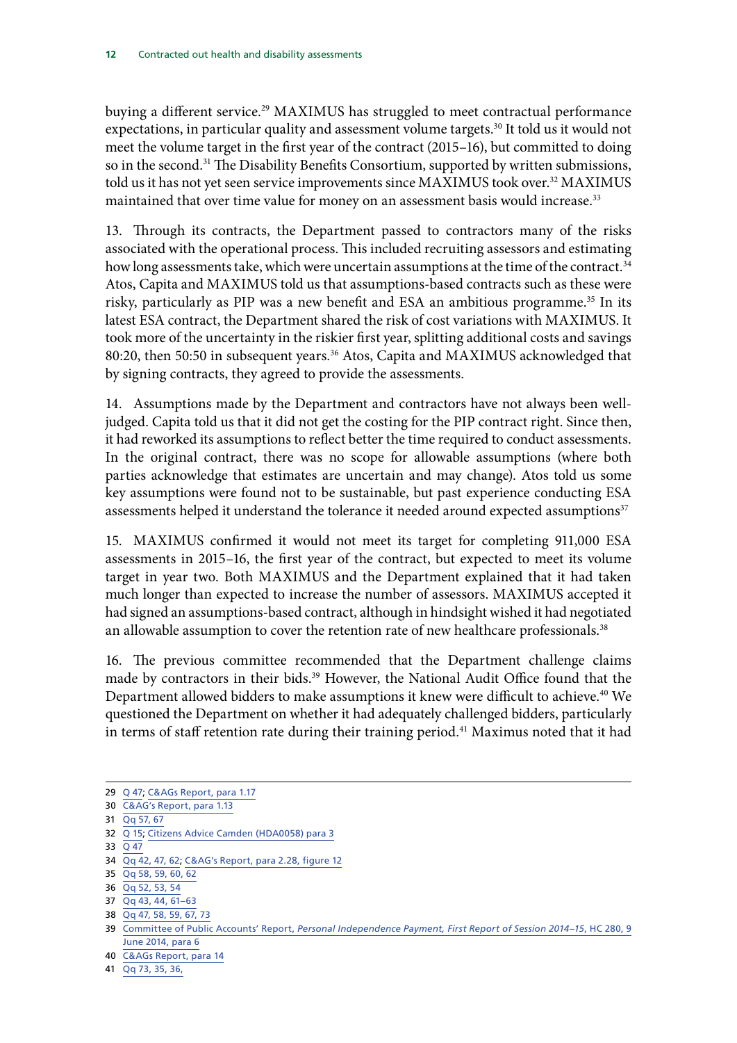buying a different service.[29] MAXIMUS has struggled to meet contractual performance expectations, in particular quality and assessment volume targets.[30] It told us it would not meet the volume target in the first year of the contract (2015–16), but committed to doing so in the second.[31] The Disability Benefits Consortium, supported by written submissions, told us it has not yet seen service improvements since MAXIMUS took over.[32] MAXIMUS maintained that over time value for money on an assessment basis would increase.[33]

13. Through its contracts, the Department passed to contractors many of the risks associated with the operational process. This included recruiting assessors and estimating how long assessments take, which were uncertain assumptions at the time of the contract.[34] Atos, Capita and MAXIMUS told us that assumptions-based contracts such as these were risky, particularly as PIP was a new benefit and ESA an ambitious programme.[35] In its latest ESA contract, the Department shared the risk of cost variations with MAXIMUS. It took more of the uncertainty in the riskier first year, splitting additional costs and savings 80:20, then 50:50 in subsequent years.[36] Atos, Capita and MAXIMUS acknowledged that by signing contracts, they agreed to provide the assessments.

14. Assumptions made by the Department and contractors have not always been well-judged. Capita told us that it did not get the costing for the PIP contract right. Since then, it had reworked its assumptions to reflect better the time required to conduct assessments. In the original contract, there was no scope for allowable assumptions (where both parties acknowledge that estimates are uncertain and may change). Atos told us some key assumptions were found not to be sustainable, but past experience conducting ESA assessments helped it understand the tolerance it needed around expected assumptions[37]

15. MAXIMUS confirmed it would not meet its target for completing 911,000 ESA assessments in 2015–16, the first year of the contract, but expected to meet its volume target in year two. Both MAXIMUS and the Department explained that it had taken much longer than expected to increase the number of assessors. MAXIMUS accepted it had signed an assumptions-based contract, although in hindsight wished it had negotiated an allowable assumption to cover the retention rate of new healthcare professionals.[38]

16. The previous committee recommended that the Department challenge claims made by contractors in their bids.[39] However, the National Audit Office found that the Department allowed bidders to make assumptions it knew were difficult to achieve.[40] We questioned the Department on whether it had adequately challenged bidders, particularly in terms of staff retention rate during their training period.[41] Maximus noted that it had

---

29 Q 47; C&AGs Report, para 1.17

30 C&AG's Report, para 1.13

31 Qq 57, 67

32 Q 15; Citizens Advice Camden (HDA0058) para 3

33 Q 47

34 Qq 42, 47, 62; C&AG's Report, para 2.28, figure 12

35 Qq 58, 59, 60, 62

36 Qq 52, 53, 54

37 Qq 43, 44, 61–63

38 Qq 47, 58, 59, 67, 73

39 Committee of Public Accounts' Report, *Personal Independence Payment, First Report of Session 2014–15*, HC 280, 9 June 2014, para 6

40 C&AGs Report, para 14

41 Qq 73, 35, 36,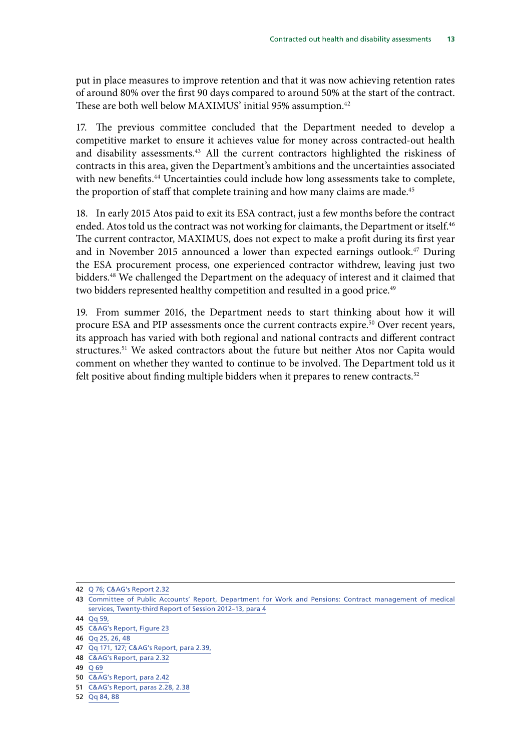put in place measures to improve retention and that it was now achieving retention rates of around 80% over the first 90 days compared to around 50% at the start of the contract. These are both well below MAXIMUS' initial 95% assumption.[42]

17. The previous committee concluded that the Department needed to develop a competitive market to ensure it achieves value for money across contracted-out health and disability assessments.[43] All the current contractors highlighted the riskiness of contracts in this area, given the Department's ambitions and the uncertainties associated with new benefits.[44] Uncertainties could include how long assessments take to complete, the proportion of staff that complete training and how many claims are made.[45]

18. In early 2015 Atos paid to exit its ESA contract, just a few months before the contract ended. Atos told us the contract was not working for claimants, the Department or itself.[46] The current contractor, MAXIMUS, does not expect to make a profit during its first year and in November 2015 announced a lower than expected earnings outlook.[47] During the ESA procurement process, one experienced contractor withdrew, leaving just two bidders.[48] We challenged the Department on the adequacy of interest and it claimed that two bidders represented healthy competition and resulted in a good price.[49]

19. From summer 2016, the Department needs to start thinking about how it will procure ESA and PIP assessments once the current contracts expire.[50] Over recent years, its approach has varied with both regional and national contracts and different contract structures.[51] We asked contractors about the future but neither Atos nor Capita would comment on whether they wanted to continue to be involved. The Department told us it felt positive about finding multiple bidders when it prepares to renew contracts.[52]

---

42 Q 76; C&AG's Report 2.32

43 Committee of Public Accounts' Report, Department for Work and Pensions: Contract management of medical services, Twenty-third Report of Session 2012–13, para 4

44 Qq 59,

45 C&AG's Report, Figure 23

46 Qq 25, 26, 48

47 Qq 171, 127; C&AG's Report, para 2.39,

48 C&AG's Report, para 2.32

49 Q 69

50 C&AG's Report, para 2.42

51 C&AG's Report, paras 2.28, 2.38

52 Qq 84, 88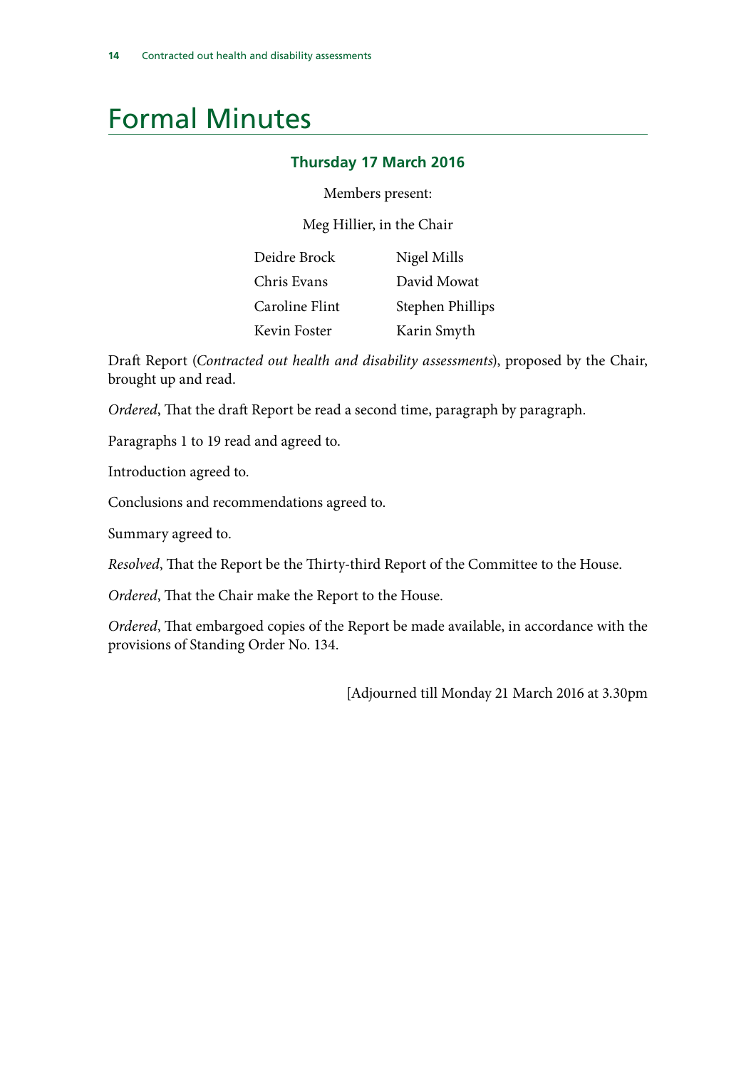# Formal Minutes

### Thursday 17 March 2016

Members present:

Meg Hillier, in the Chair

| | |
|---|---|
| Deidre Brock | Nigel Mills |
| Chris Evans | David Mowat |
| Caroline Flint | Stephen Phillips |
| Kevin Foster | Karin Smyth |

Draft Report (*Contracted out health and disability assessments*), proposed by the Chair, brought up and read.

*Ordered*, That the draft Report be read a second time, paragraph by paragraph.

Paragraphs 1 to 19 read and agreed to.

Introduction agreed to.

Conclusions and recommendations agreed to.

Summary agreed to.

*Resolved*, That the Report be the Thirty-third Report of the Committee to the House.

*Ordered*, That the Chair make the Report to the House.

*Ordered*, That embargoed copies of the Report be made available, in accordance with the provisions of Standing Order No. 134.

[Adjourned till Monday 21 March 2016 at 3.30pm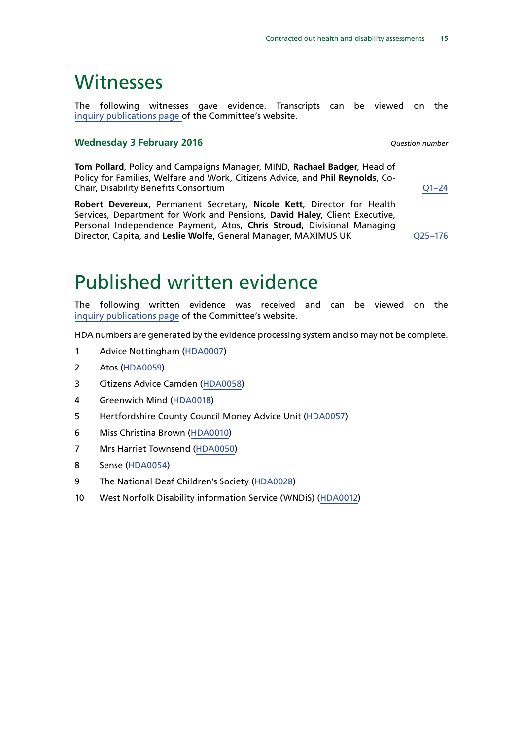# Witnesses

The following witnesses gave evidence. Transcripts can be viewed on the inquiry publications page of the Committee's website.

### Wednesday 3 February 2016

*Question number*

**Tom Pollard**, Policy and Campaigns Manager, MIND, **Rachael Badger**, Head of Policy for Families, Welfare and Work, Citizens Advice, and **Phil Reynolds**, Co-Chair, Disability Benefits Consortium — Q1–24

**Robert Devereux**, Permanent Secretary, **Nicole Kett**, Director for Health Services, Department for Work and Pensions, **David Haley**, Client Executive, Personal Independence Payment, Atos, **Chris Stroud**, Divisional Managing Director, Capita, and **Leslie Wolfe**, General Manager, MAXIMUS UK — Q25–176

# Published written evidence

The following written evidence was received and can be viewed on the inquiry publications page of the Committee's website.

HDA numbers are generated by the evidence processing system and so may not be complete.

1. Advice Nottingham (HDA0007)
2. Atos (HDA0059)
3. Citizens Advice Camden (HDA0058)
4. Greenwich Mind (HDA0018)
5. Hertfordshire County Council Money Advice Unit (HDA0057)
6. Miss Christina Brown (HDA0010)
7. Mrs Harriet Townsend (HDA0050)
8. Sense (HDA0054)
9. The National Deaf Children's Society (HDA0028)
10. West Norfolk Disability information Service (WNDiS) (HDA0012)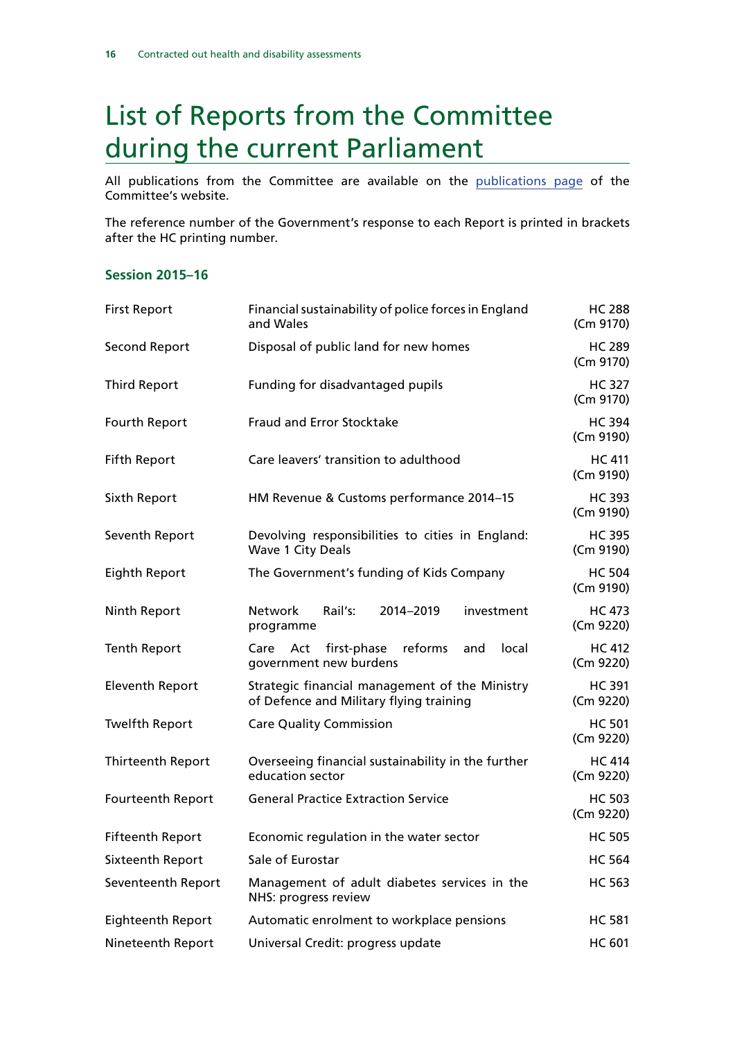# List of Reports from the Committee during the current Parliament

All publications from the Committee are available on the publications page of the Committee's website.

The reference number of the Government's response to each Report is printed in brackets after the HC printing number.

### Session 2015–16

| | | |
|---|---|---|
| First Report | Financial sustainability of police forces in England and Wales | HC 288 (Cm 9170) |
| Second Report | Disposal of public land for new homes | HC 289 (Cm 9170) |
| Third Report | Funding for disadvantaged pupils | HC 327 (Cm 9170) |
| Fourth Report | Fraud and Error Stocktake | HC 394 (Cm 9190) |
| Fifth Report | Care leavers' transition to adulthood | HC 411 (Cm 9190) |
| Sixth Report | HM Revenue & Customs performance 2014–15 | HC 393 (Cm 9190) |
| Seventh Report | Devolving responsibilities to cities in England: Wave 1 City Deals | HC 395 (Cm 9190) |
| Eighth Report | The Government's funding of Kids Company | HC 504 (Cm 9190) |
| Ninth Report | Network Rail's: 2014–2019 investment programme | HC 473 (Cm 9220) |
| Tenth Report | Care Act first-phase reforms and local government new burdens | HC 412 (Cm 9220) |
| Eleventh Report | Strategic financial management of the Ministry of Defence and Military flying training | HC 391 (Cm 9220) |
| Twelfth Report | Care Quality Commission | HC 501 (Cm 9220) |
| Thirteenth Report | Overseeing financial sustainability in the further education sector | HC 414 (Cm 9220) |
| Fourteenth Report | General Practice Extraction Service | HC 503 (Cm 9220) |
| Fifteenth Report | Economic regulation in the water sector | HC 505 |
| Sixteenth Report | Sale of Eurostar | HC 564 |
| Seventeenth Report | Management of adult diabetes services in the NHS: progress review | HC 563 |
| Eighteenth Report | Automatic enrolment to workplace pensions | HC 581 |
| Nineteenth Report | Universal Credit: progress update | HC 601 |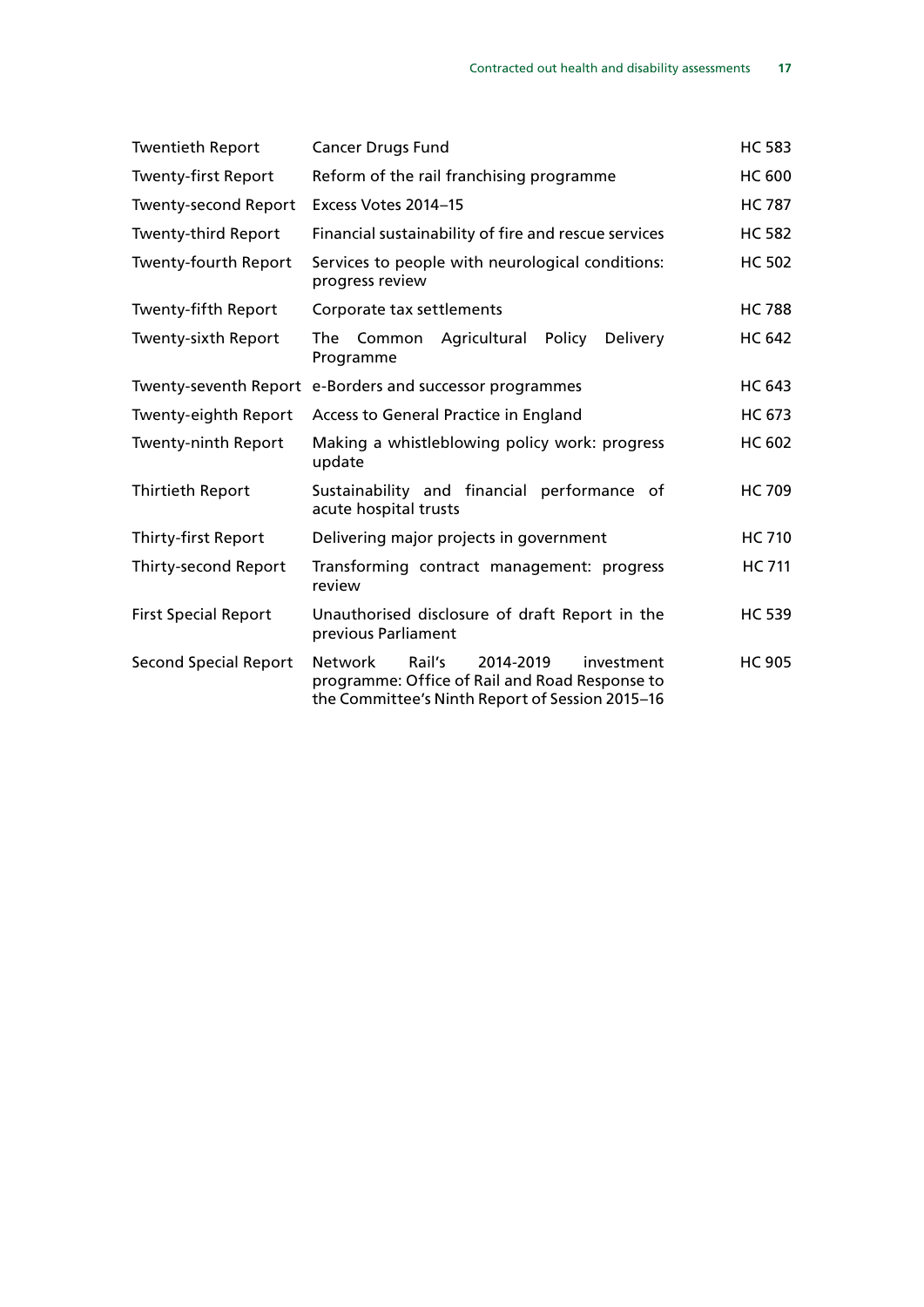| | | |
|---|---|---|
| Twentieth Report | Cancer Drugs Fund | HC 583 |
| Twenty-first Report | Reform of the rail franchising programme | HC 600 |
| Twenty-second Report | Excess Votes 2014–15 | HC 787 |
| Twenty-third Report | Financial sustainability of fire and rescue services | HC 582 |
| Twenty-fourth Report | Services to people with neurological conditions: progress review | HC 502 |
| Twenty-fifth Report | Corporate tax settlements | HC 788 |
| Twenty-sixth Report | The Common Agricultural Policy Delivery Programme | HC 642 |
| Twenty-seventh Report | e-Borders and successor programmes | HC 643 |
| Twenty-eighth Report | Access to General Practice in England | HC 673 |
| Twenty-ninth Report | Making a whistleblowing policy work: progress update | HC 602 |
| Thirtieth Report | Sustainability and financial performance of acute hospital trusts | HC 709 |
| Thirty-first Report | Delivering major projects in government | HC 710 |
| Thirty-second Report | Transforming contract management: progress review | HC 711 |
| First Special Report | Unauthorised disclosure of draft Report in the previous Parliament | HC 539 |
| Second Special Report | Network Rail's 2014-2019 investment programme: Office of Rail and Road Response to the Committee's Ninth Report of Session 2015–16 | HC 905 |